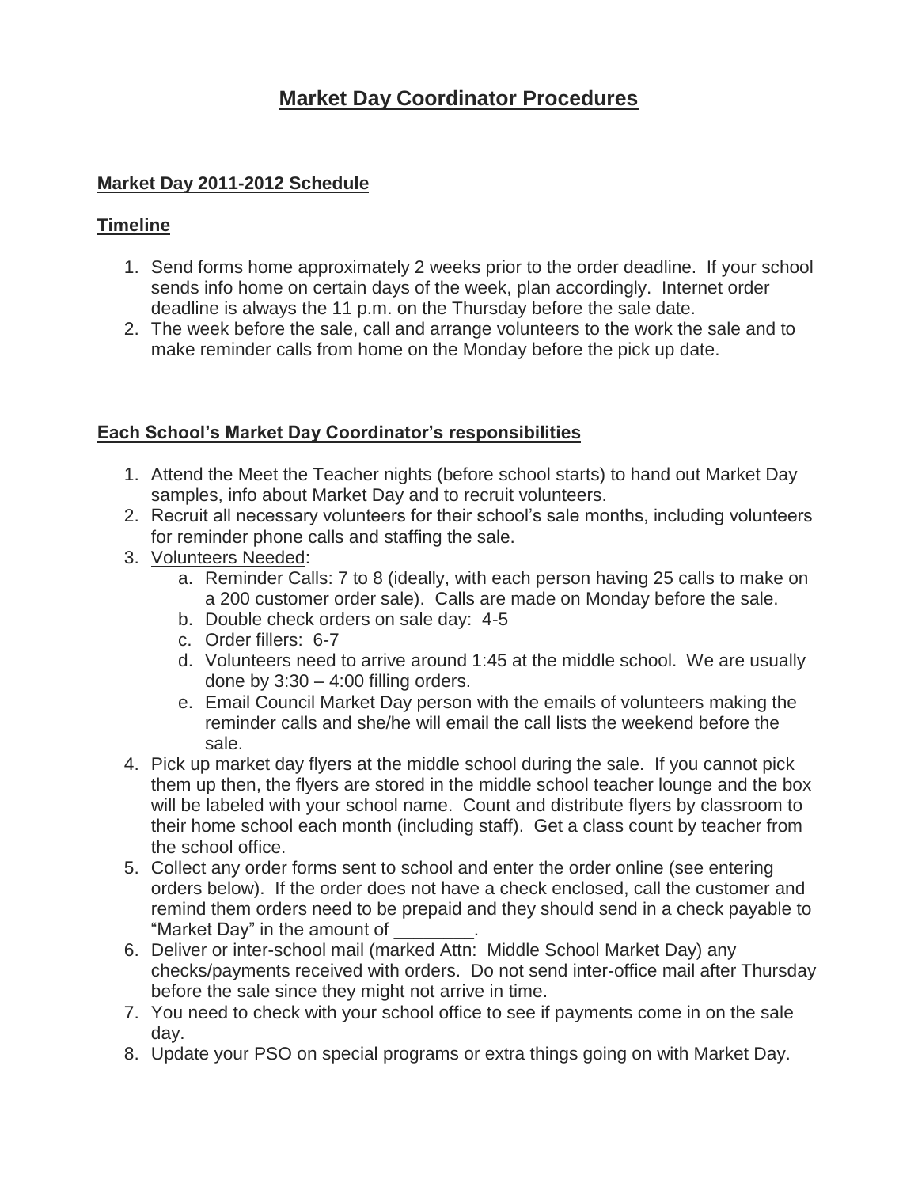# Market Day Coordinator Procedures

## Market Day 2011-2012 Schedule

### Timeline

1. Send forms home approximately 2 weeks prior to the order deadline. If your school sends info home on certain days of the week, plan accordingly. Internet order deadline is always the 11 p.m. on the Thursday before the sale date.
2. The week before the sale, call and arrange volunteers to the work the sale and to make reminder calls from home on the Monday before the pick up date.

## Each School's Market Day Coordinator's responsibilities

1. Attend the Meet the Teacher nights (before school starts) to hand out Market Day samples, info about Market Day and to recruit volunteers.
2. Recruit all necessary volunteers for their school's sale months, including volunteers for reminder phone calls and staffing the sale.
3. Volunteers Needed:
   a. Reminder Calls: 7 to 8 (ideally, with each person having 25 calls to make on a 200 customer order sale). Calls are made on Monday before the sale.
   b. Double check orders on sale day: 4-5
   c. Order fillers: 6-7
   d. Volunteers need to arrive around 1:45 at the middle school. We are usually done by 3:30 – 4:00 filling orders.
   e. Email Council Market Day person with the emails of volunteers making the reminder calls and she/he will email the call lists the weekend before the sale.
4. Pick up market day flyers at the middle school during the sale. If you cannot pick them up then, the flyers are stored in the middle school teacher lounge and the box will be labeled with your school name. Count and distribute flyers by classroom to their home school each month (including staff). Get a class count by teacher from the school office.
5. Collect any order forms sent to school and enter the order online (see entering orders below). If the order does not have a check enclosed, call the customer and remind them orders need to be prepaid and they should send in a check payable to "Market Day" in the amount of ________.
6. Deliver or inter-school mail (marked Attn: Middle School Market Day) any checks/payments received with orders. Do not send inter-office mail after Thursday before the sale since they might not arrive in time.
7. You need to check with your school office to see if payments come in on the sale day.
8. Update your PSO on special programs or extra things going on with Market Day.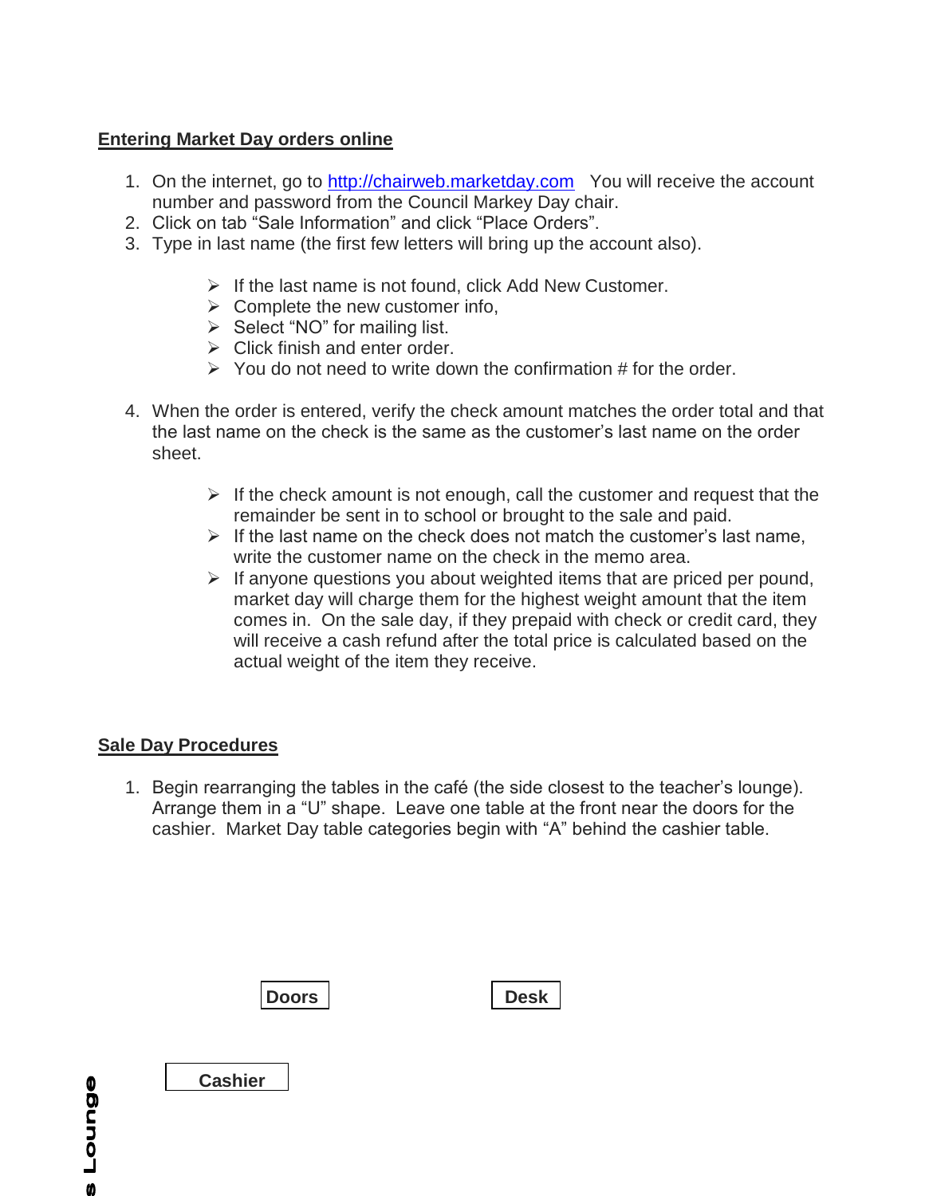## Entering Market Day orders online

1. On the internet, go to [http://chairweb.marketday.com](http://chairweb.marketday.com) You will receive the account number and password from the Council Markey Day chair.
2. Click on tab "Sale Information" and click "Place Orders".
3. Type in last name (the first few letters will bring up the account also).

   - If the last name is not found, click Add New Customer.
   - Complete the new customer info,
   - Select "NO" for mailing list.
   - Click finish and enter order.
   - You do not need to write down the confirmation # for the order.

4. When the order is entered, verify the check amount matches the order total and that the last name on the check is the same as the customer's last name on the order sheet.

   - If the check amount is not enough, call the customer and request that the remainder be sent in to school or brought to the sale and paid.
   - If the last name on the check does not match the customer's last name, write the customer name on the check in the memo area.
   - If anyone questions you about weighted items that are priced per pound, market day will charge them for the highest weight amount that the item comes in. On the sale day, if they prepaid with check or credit card, they will receive a cash refund after the total price is calculated based on the actual weight of the item they receive.

## Sale Day Procedures

1. Begin rearranging the tables in the café (the side closest to the teacher's lounge). Arrange them in a "U" shape. Leave one table at the front near the doors for the cashier. Market Day table categories begin with "A" behind the cashier table.

**Doors** **Desk**

**Cashier**

**s Lounge**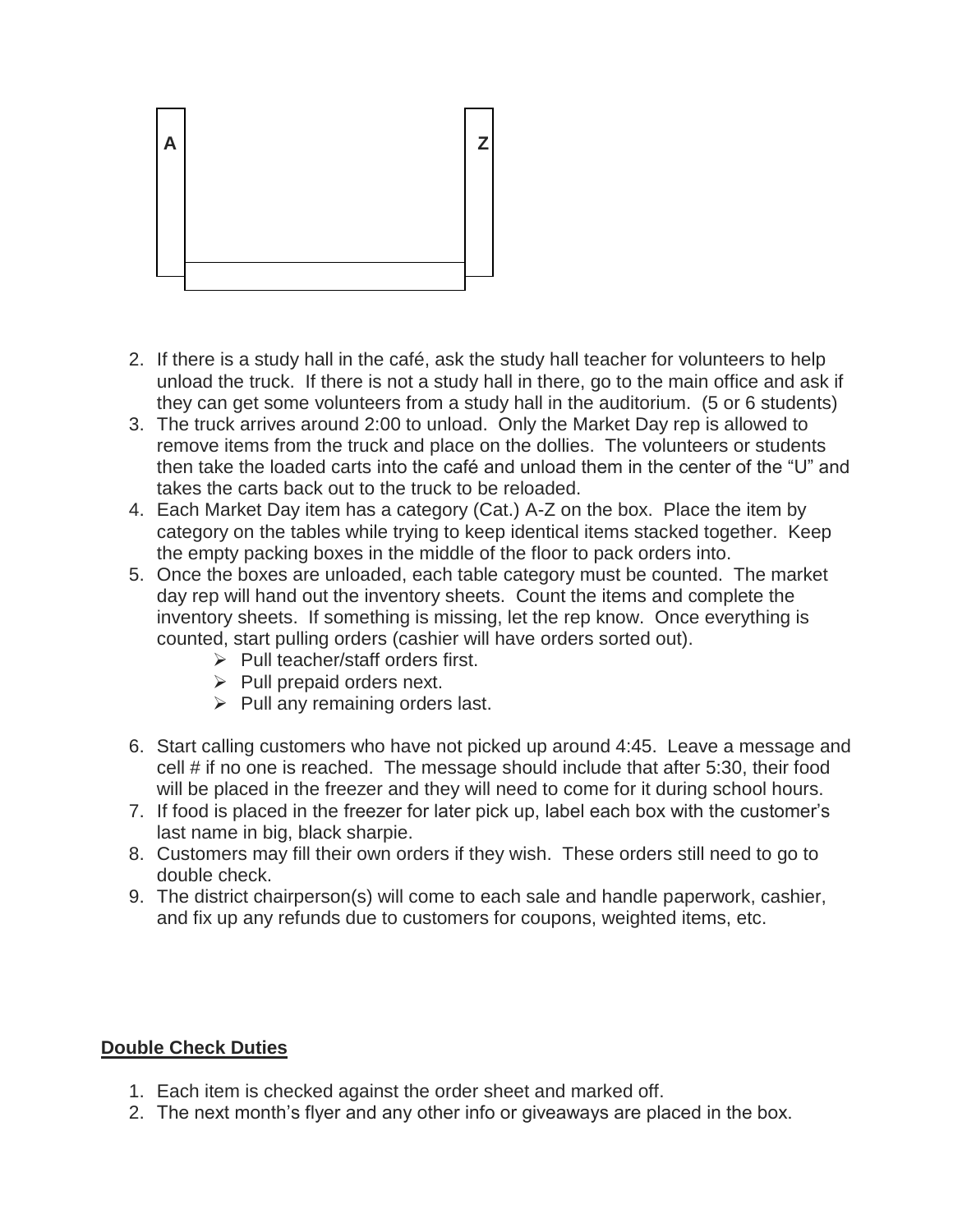A Z

2. If there is a study hall in the café, ask the study hall teacher for volunteers to help unload the truck. If there is not a study hall in there, go to the main office and ask if they can get some volunteers from a study hall in the auditorium. (5 or 6 students)
3. The truck arrives around 2:00 to unload. Only the Market Day rep is allowed to remove items from the truck and place on the dollies. The volunteers or students then take the loaded carts into the café and unload them in the center of the "U" and takes the carts back out to the truck to be reloaded.
4. Each Market Day item has a category (Cat.) A-Z on the box. Place the item by category on the tables while trying to keep identical items stacked together. Keep the empty packing boxes in the middle of the floor to pack orders into.
5. Once the boxes are unloaded, each table category must be counted. The market day rep will hand out the inventory sheets. Count the items and complete the inventory sheets. If something is missing, let the rep know. Once everything is counted, start pulling orders (cashier will have orders sorted out).
   - Pull teacher/staff orders first.
   - Pull prepaid orders next.
   - Pull any remaining orders last.
6. Start calling customers who have not picked up around 4:45. Leave a message and cell # if no one is reached. The message should include that after 5:30, their food will be placed in the freezer and they will need to come for it during school hours.
7. If food is placed in the freezer for later pick up, label each box with the customer's last name in big, black sharpie.
8. Customers may fill their own orders if they wish. These orders still need to go to double check.
9. The district chairperson(s) will come to each sale and handle paperwork, cashier, and fix up any refunds due to customers for coupons, weighted items, etc.

**<u>Double Check Duties</u>**

1. Each item is checked against the order sheet and marked off.
2. The next month's flyer and any other info or giveaways are placed in the box.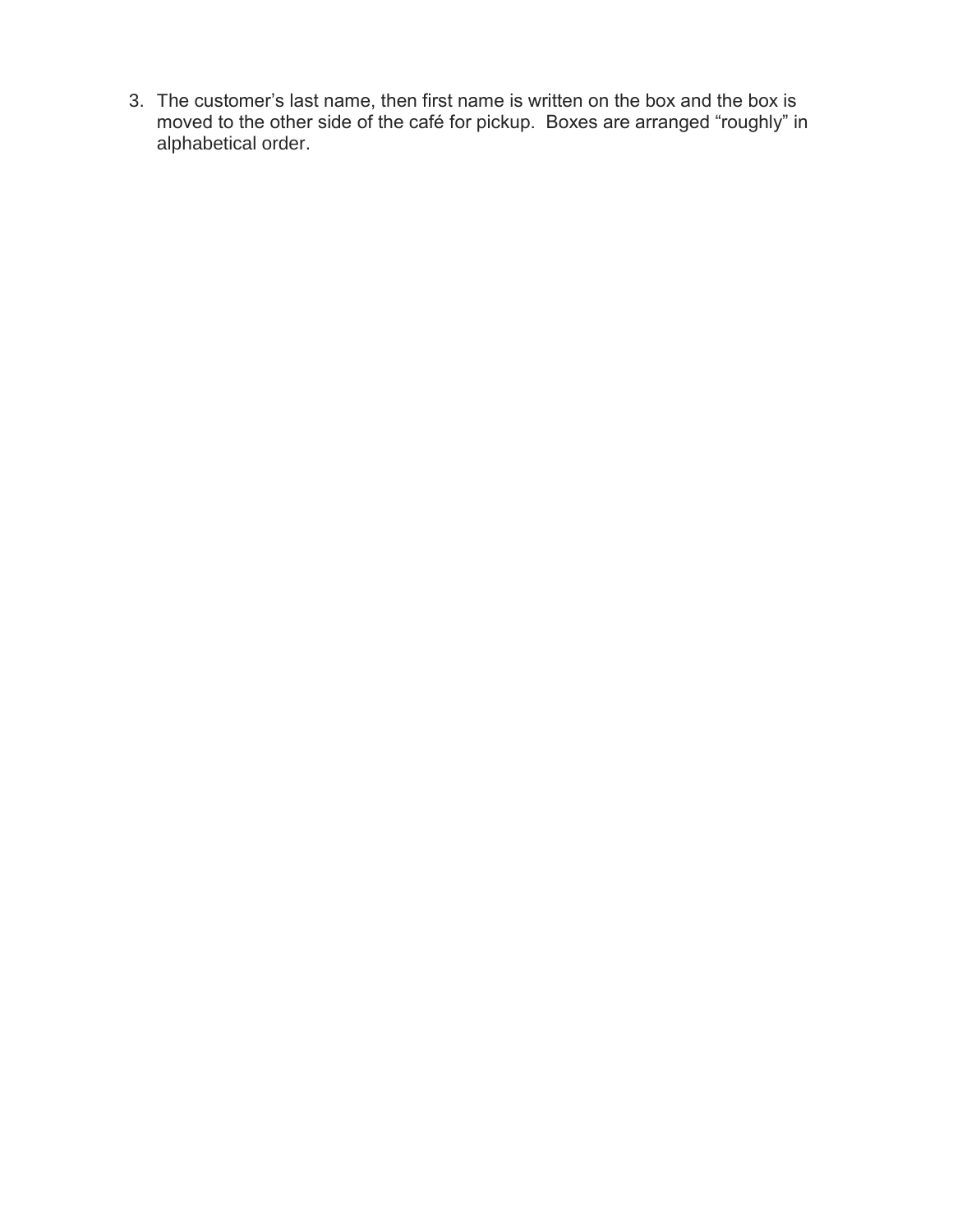3. The customer's last name, then first name is written on the box and the box is moved to the other side of the café for pickup. Boxes are arranged "roughly" in alphabetical order.